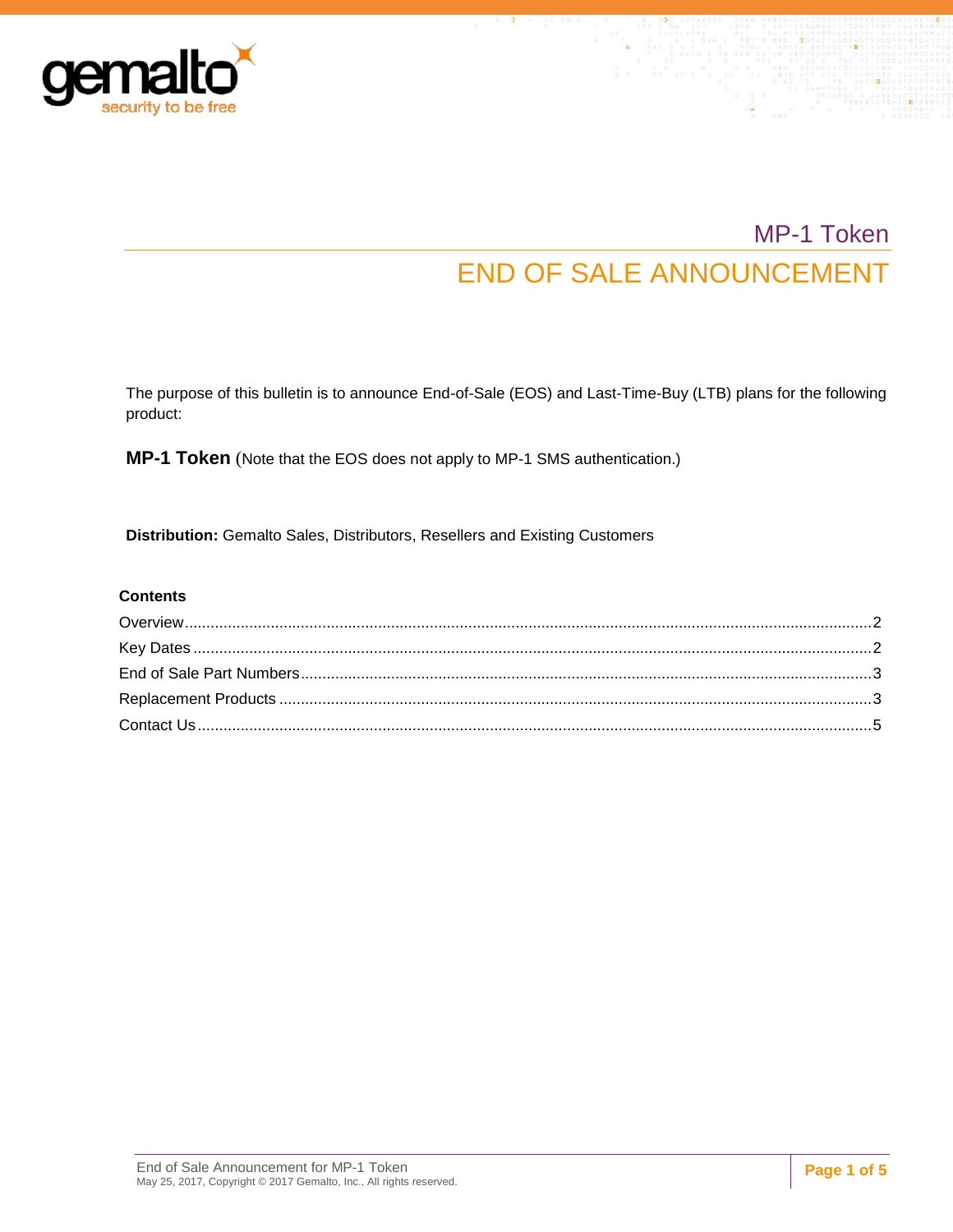# MP-1 Token

## END OF SALE ANNOUNCEMENT

The purpose of this bulletin is to announce End-of-Sale (EOS) and Last-Time-Buy (LTB) plans for the following product:

**MP-1 Token** (Note that the EOS does not apply to MP-1 SMS authentication.)

**Distribution:** Gemalto Sales, Distributors, Resellers and Existing Customers

**Contents**

- Overview ... 2
- Key Dates ... 2
- End of Sale Part Numbers ... 3
- Replacement Products ... 3
- Contact Us ... 5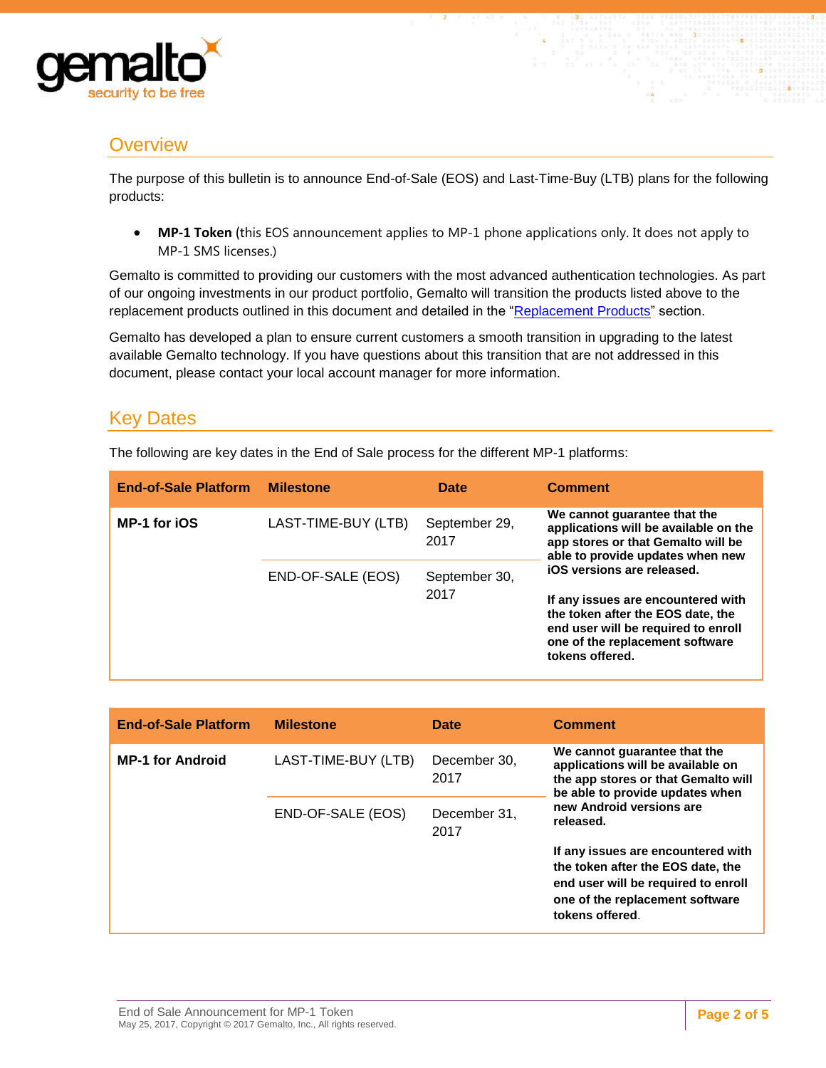## Overview

The purpose of this bulletin is to announce End-of-Sale (EOS) and Last-Time-Buy (LTB) plans for the following products:

- **MP-1 Token** (this EOS announcement applies to MP-1 phone applications only. It does not apply to MP-1 SMS licenses.)

Gemalto is committed to providing our customers with the most advanced authentication technologies. As part of our ongoing investments in our product portfolio, Gemalto will transition the products listed above to the replacement products outlined in this document and detailed in the "Replacement Products" section.

Gemalto has developed a plan to ensure current customers a smooth transition in upgrading to the latest available Gemalto technology. If you have questions about this transition that are not addressed in this document, please contact your local account manager for more information.

## Key Dates

The following are key dates in the End of Sale process for the different MP-1 platforms:

| End-of-Sale Platform | Milestone | Date | Comment |
|---|---|---|---|
| **MP-1 for iOS** | LAST-TIME-BUY (LTB) | September 29, 2017 | **We cannot guarantee that the applications will be available on the app stores or that Gemalto will be able to provide updates when new iOS versions are released.** **If any issues are encountered with the token after the EOS date, the end user will be required to enroll one of the replacement software tokens offered.** |
| | END-OF-SALE (EOS) | September 30, 2017 | |

| End-of-Sale Platform | Milestone | Date | Comment |
|---|---|---|---|
| **MP-1 for Android** | LAST-TIME-BUY (LTB) | December 30, 2017 | **We cannot guarantee that the applications will be available on the app stores or that Gemalto will be able to provide updates when new Android versions are released.** **If any issues are encountered with the token after the EOS date, the end user will be required to enroll one of the replacement software tokens offered**. |
| | END-OF-SALE (EOS) | December 31, 2017 | |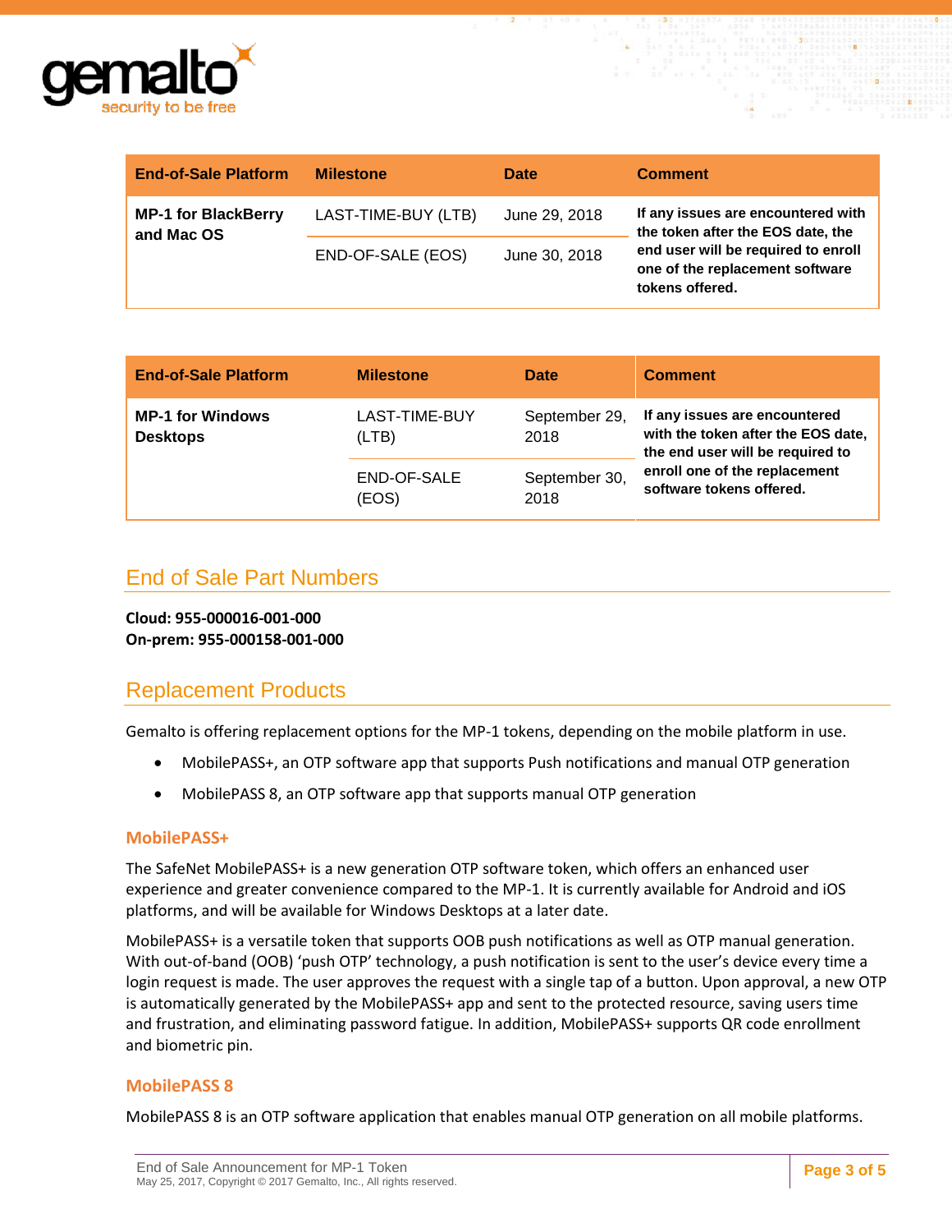| End-of-Sale Platform | Milestone | Date | Comment |
|---|---|---|---|
| **MP-1 for BlackBerry and Mac OS** | LAST-TIME-BUY (LTB) | June 29, 2018 | **If any issues are encountered with the token after the EOS date, the end user will be required to enroll one of the replacement software tokens offered.** |
| | END-OF-SALE (EOS) | June 30, 2018 | |

| End-of-Sale Platform | Milestone | Date | Comment |
|---|---|---|---|
| **MP-1 for Windows Desktops** | LAST-TIME-BUY (LTB) | September 29, 2018 | **If any issues are encountered with the token after the EOS date, the end user will be required to enroll one of the replacement software tokens offered.** |
| | END-OF-SALE (EOS) | September 30, 2018 | |

## End of Sale Part Numbers

**Cloud: 955-000016-001-000**
**On-prem: 955-000158-001-000**

## Replacement Products

Gemalto is offering replacement options for the MP-1 tokens, depending on the mobile platform in use.

- MobilePASS+, an OTP software app that supports Push notifications and manual OTP generation
- MobilePASS 8, an OTP software app that supports manual OTP generation

### MobilePASS+

The SafeNet MobilePASS+ is a new generation OTP software token, which offers an enhanced user experience and greater convenience compared to the MP-1. It is currently available for Android and iOS platforms, and will be available for Windows Desktops at a later date.

MobilePASS+ is a versatile token that supports OOB push notifications as well as OTP manual generation. With out-of-band (OOB) 'push OTP' technology, a push notification is sent to the user's device every time a login request is made. The user approves the request with a single tap of a button. Upon approval, a new OTP is automatically generated by the MobilePASS+ app and sent to the protected resource, saving users time and frustration, and eliminating password fatigue. In addition, MobilePASS+ supports QR code enrollment and biometric pin.

### MobilePASS 8

MobilePASS 8 is an OTP software application that enables manual OTP generation on all mobile platforms.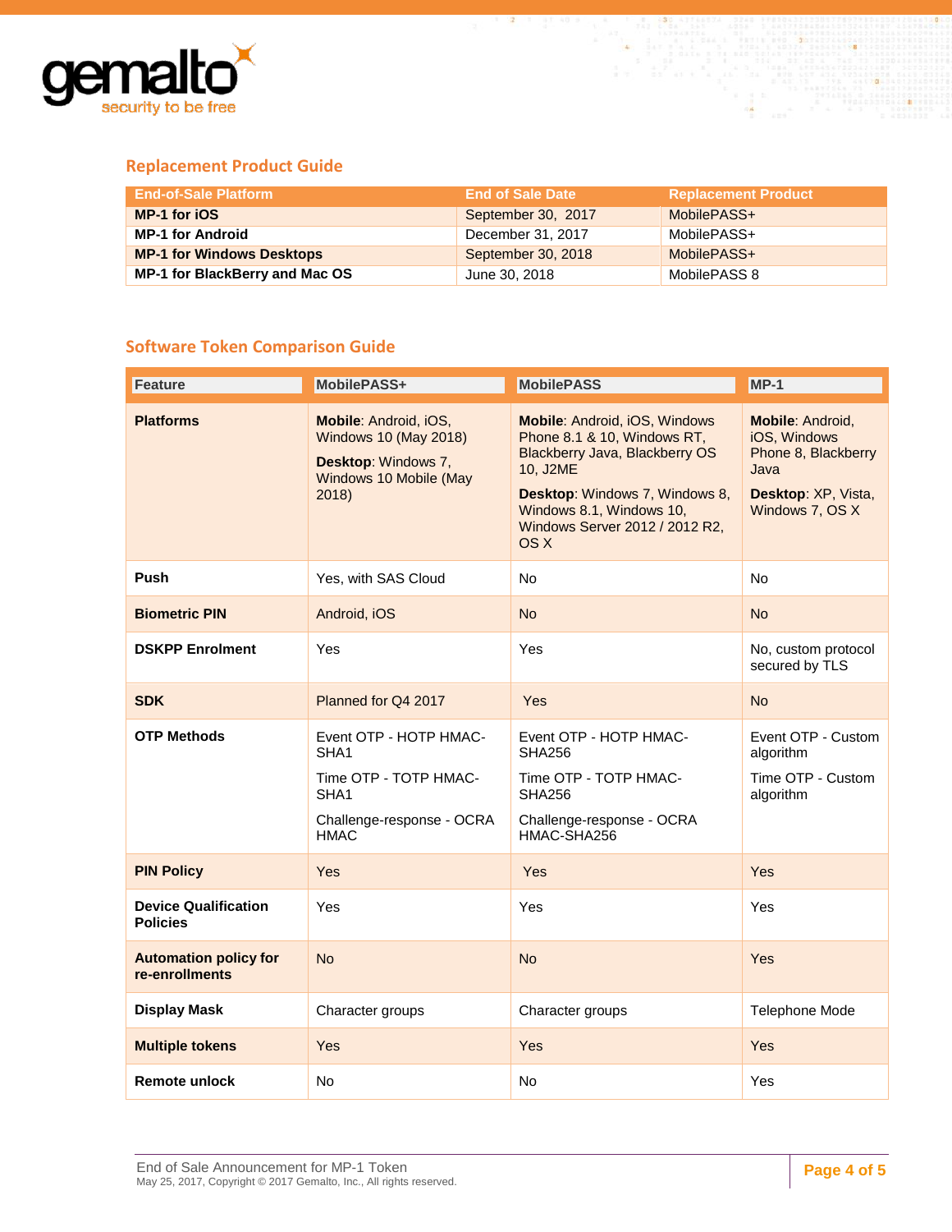## Replacement Product Guide

| End-of-Sale Platform | End of Sale Date | Replacement Product |
|---|---|---|
| **MP-1 for iOS** | September 30, 2017 | MobilePASS+ |
| **MP-1 for Android** | December 31, 2017 | MobilePASS+ |
| **MP-1 for Windows Desktops** | September 30, 2018 | MobilePASS+ |
| **MP-1 for BlackBerry and Mac OS** | June 30, 2018 | MobilePASS 8 |

## Software Token Comparison Guide

| Feature | MobilePASS+ | MobilePASS | MP-1 |
|---|---|---|---|
| **Platforms** | **Mobile**: Android, iOS, Windows 10 (May 2018)<br>**Desktop**: Windows 7, Windows 10 Mobile (May 2018) | **Mobile**: Android, iOS, Windows Phone 8.1 & 10, Windows RT, Blackberry Java, Blackberry OS 10, J2ME<br>**Desktop**: Windows 7, Windows 8, Windows 8.1, Windows 10, Windows Server 2012 / 2012 R2, OS X | **Mobile**: Android, iOS, Windows Phone 8, Blackberry Java<br>**Desktop**: XP, Vista, Windows 7, OS X |
| **Push** | Yes, with SAS Cloud | No | No |
| **Biometric PIN** | Android, iOS | No | No |
| **DSKPP Enrolment** | Yes | Yes | No, custom protocol secured by TLS |
| **SDK** | Planned for Q4 2017 | Yes | No |
| **OTP Methods** | Event OTP - HOTP HMAC-SHA1<br>Time OTP - TOTP HMAC-SHA1<br>Challenge-response - OCRA HMAC | Event OTP - HOTP HMAC-SHA256<br>Time OTP - TOTP HMAC-SHA256<br>Challenge-response - OCRA HMAC-SHA256 | Event OTP - Custom algorithm<br>Time OTP - Custom algorithm |
| **PIN Policy** | Yes | Yes | Yes |
| **Device Qualification Policies** | Yes | Yes | Yes |
| **Automation policy for re-enrollments** | No | No | Yes |
| **Display Mask** | Character groups | Character groups | Telephone Mode |
| **Multiple tokens** | Yes | Yes | Yes |
| **Remote unlock** | No | No | Yes |

End of Sale Announcement for MP-1 Token
May 25, 2017, Copyright © 2017 Gemalto, Inc., All rights reserved.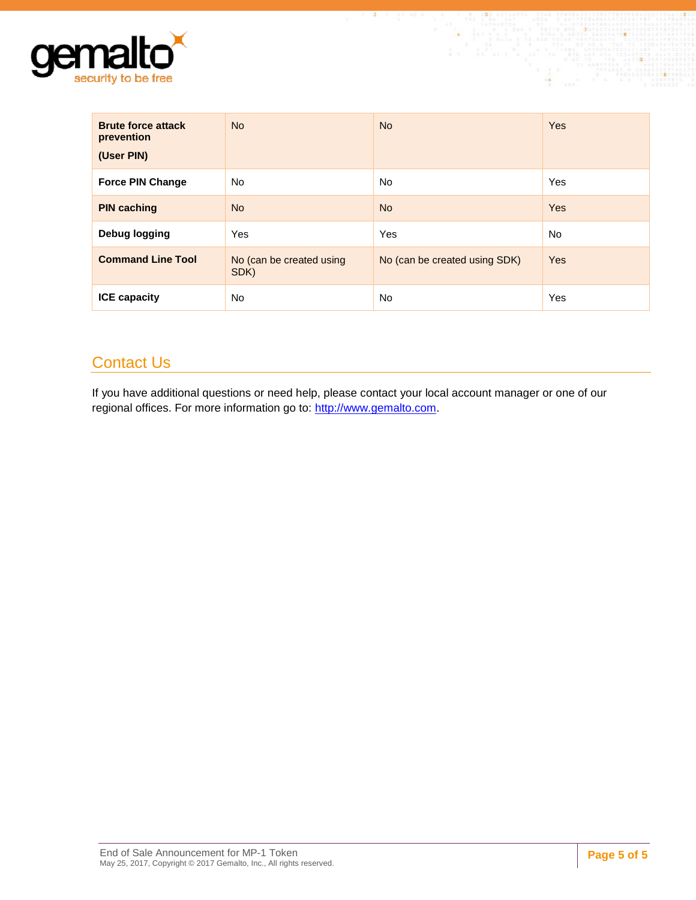| | | | |
|---|---|---|---|
| **Brute force attack prevention (User PIN)** | No | No | Yes |
| **Force PIN Change** | No | No | Yes |
| **PIN caching** | No | No | Yes |
| **Debug logging** | Yes | Yes | No |
| **Command Line Tool** | No (can be created using SDK) | No (can be created using SDK) | Yes |
| **ICE capacity** | No | No | Yes |

## Contact Us

If you have additional questions or need help, please contact your local account manager or one of our regional offices. For more information go to: [http://www.gemalto.com](http://www.gemalto.com).